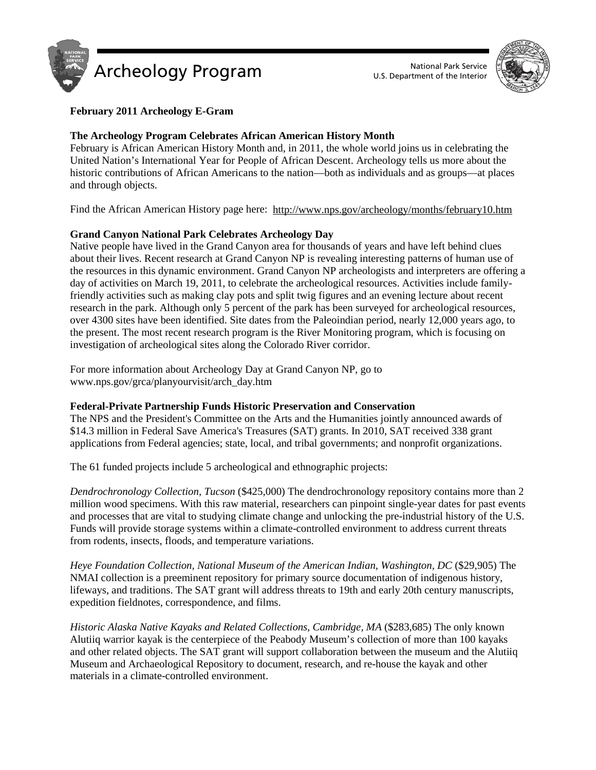# Archeology Program

National Park Service
U.S. Department of the Interior

**February 2011 Archeology E-Gram**

**The Archeology Program Celebrates African American History Month**

February is African American History Month and, in 2011, the whole world joins us in celebrating the United Nation's International Year for People of African Descent. Archeology tells us more about the historic contributions of African Americans to the nation—both as individuals and as groups—at places and through objects.

Find the African American History page here: http://www.nps.gov/archeology/months/february10.htm

**Grand Canyon National Park Celebrates Archeology Day**

Native people have lived in the Grand Canyon area for thousands of years and have left behind clues about their lives. Recent research at Grand Canyon NP is revealing interesting patterns of human use of the resources in this dynamic environment. Grand Canyon NP archeologists and interpreters are offering a day of activities on March 19, 2011, to celebrate the archeological resources. Activities include family-friendly activities such as making clay pots and split twig figures and an evening lecture about recent research in the park. Although only 5 percent of the park has been surveyed for archeological resources, over 4300 sites have been identified. Site dates from the Paleoindian period, nearly 12,000 years ago, to the present. The most recent research program is the River Monitoring program, which is focusing on investigation of archeological sites along the Colorado River corridor.

For more information about Archeology Day at Grand Canyon NP, go to www.nps.gov/grca/planyourvisit/arch_day.htm

**Federal-Private Partnership Funds Historic Preservation and Conservation**

The NPS and the President's Committee on the Arts and the Humanities jointly announced awards of $14.3 million in Federal Save America's Treasures (SAT) grants. In 2010, SAT received 338 grant applications from Federal agencies; state, local, and tribal governments; and nonprofit organizations.

The 61 funded projects include 5 archeological and ethnographic projects:

*Dendrochronology Collection, Tucson* ($425,000) The dendrochronology repository contains more than 2 million wood specimens. With this raw material, researchers can pinpoint single-year dates for past events and processes that are vital to studying climate change and unlocking the pre-industrial history of the U.S. Funds will provide storage systems within a climate-controlled environment to address current threats from rodents, insects, floods, and temperature variations.

*Heye Foundation Collection, National Museum of the American Indian, Washington, DC* ($29,905) The NMAI collection is a preeminent repository for primary source documentation of indigenous history, lifeways, and traditions. The SAT grant will address threats to 19th and early 20th century manuscripts, expedition fieldnotes, correspondence, and films.

*Historic Alaska Native Kayaks and Related Collections, Cambridge, MA* ($283,685) The only known Alutiiq warrior kayak is the centerpiece of the Peabody Museum's collection of more than 100 kayaks and other related objects. The SAT grant will support collaboration between the museum and the Alutiiq Museum and Archaeological Repository to document, research, and re-house the kayak and other materials in a climate-controlled environment.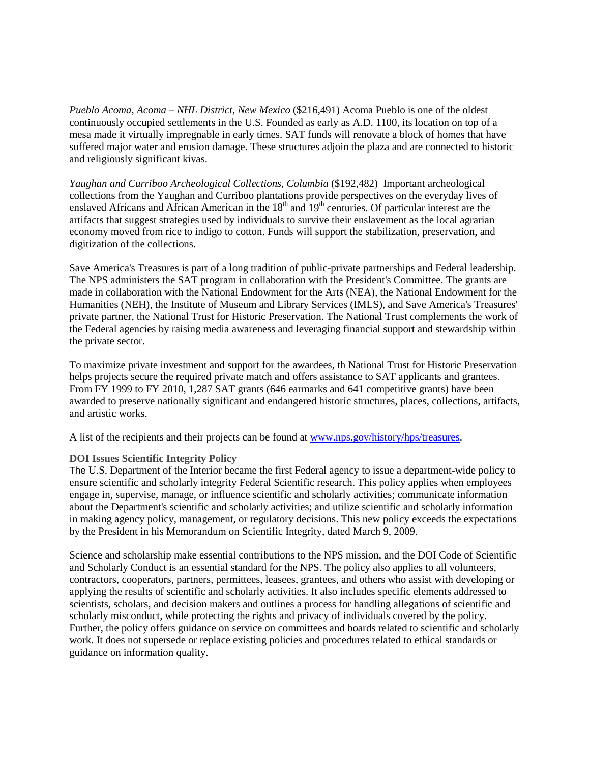*Pueblo Acoma, Acoma – NHL District, New Mexico* ($216,491) Acoma Pueblo is one of the oldest continuously occupied settlements in the U.S. Founded as early as A.D. 1100, its location on top of a mesa made it virtually impregnable in early times. SAT funds will renovate a block of homes that have suffered major water and erosion damage. These structures adjoin the plaza and are connected to historic and religiously significant kivas.

*Yaughan and Curriboo Archeological Collections, Columbia* ($192,482) Important archeological collections from the Yaughan and Curriboo plantations provide perspectives on the everyday lives of enslaved Africans and African American in the 18th and 19th centuries. Of particular interest are the artifacts that suggest strategies used by individuals to survive their enslavement as the local agrarian economy moved from rice to indigo to cotton. Funds will support the stabilization, preservation, and digitization of the collections.

Save America's Treasures is part of a long tradition of public-private partnerships and Federal leadership. The NPS administers the SAT program in collaboration with the President's Committee. The grants are made in collaboration with the National Endowment for the Arts (NEA), the National Endowment for the Humanities (NEH), the Institute of Museum and Library Services (IMLS), and Save America's Treasures' private partner, the National Trust for Historic Preservation. The National Trust complements the work of the Federal agencies by raising media awareness and leveraging financial support and stewardship within the private sector.

To maximize private investment and support for the awardees, th National Trust for Historic Preservation helps projects secure the required private match and offers assistance to SAT applicants and grantees. From FY 1999 to FY 2010, 1,287 SAT grants (646 earmarks and 641 competitive grants) have been awarded to preserve nationally significant and endangered historic structures, places, collections, artifacts, and artistic works.

A list of the recipients and their projects can be found at [www.nps.gov/history/hps/treasures](http://www.nps.gov/history/hps/treasures).

**DOI Issues Scientific Integrity Policy**

The U.S. Department of the Interior became the first Federal agency to issue a department-wide policy to ensure scientific and scholarly integrity Federal Scientific research. This policy applies when employees engage in, supervise, manage, or influence scientific and scholarly activities; communicate information about the Department's scientific and scholarly activities; and utilize scientific and scholarly information in making agency policy, management, or regulatory decisions. This new policy exceeds the expectations by the President in his Memorandum on Scientific Integrity, dated March 9, 2009.

Science and scholarship make essential contributions to the NPS mission, and the DOI Code of Scientific and Scholarly Conduct is an essential standard for the NPS. The policy also applies to all volunteers, contractors, cooperators, partners, permittees, leasees, grantees, and others who assist with developing or applying the results of scientific and scholarly activities. It also includes specific elements addressed to scientists, scholars, and decision makers and outlines a process for handling allegations of scientific and scholarly misconduct, while protecting the rights and privacy of individuals covered by the policy. Further, the policy offers guidance on service on committees and boards related to scientific and scholarly work. It does not supersede or replace existing policies and procedures related to ethical standards or guidance on information quality.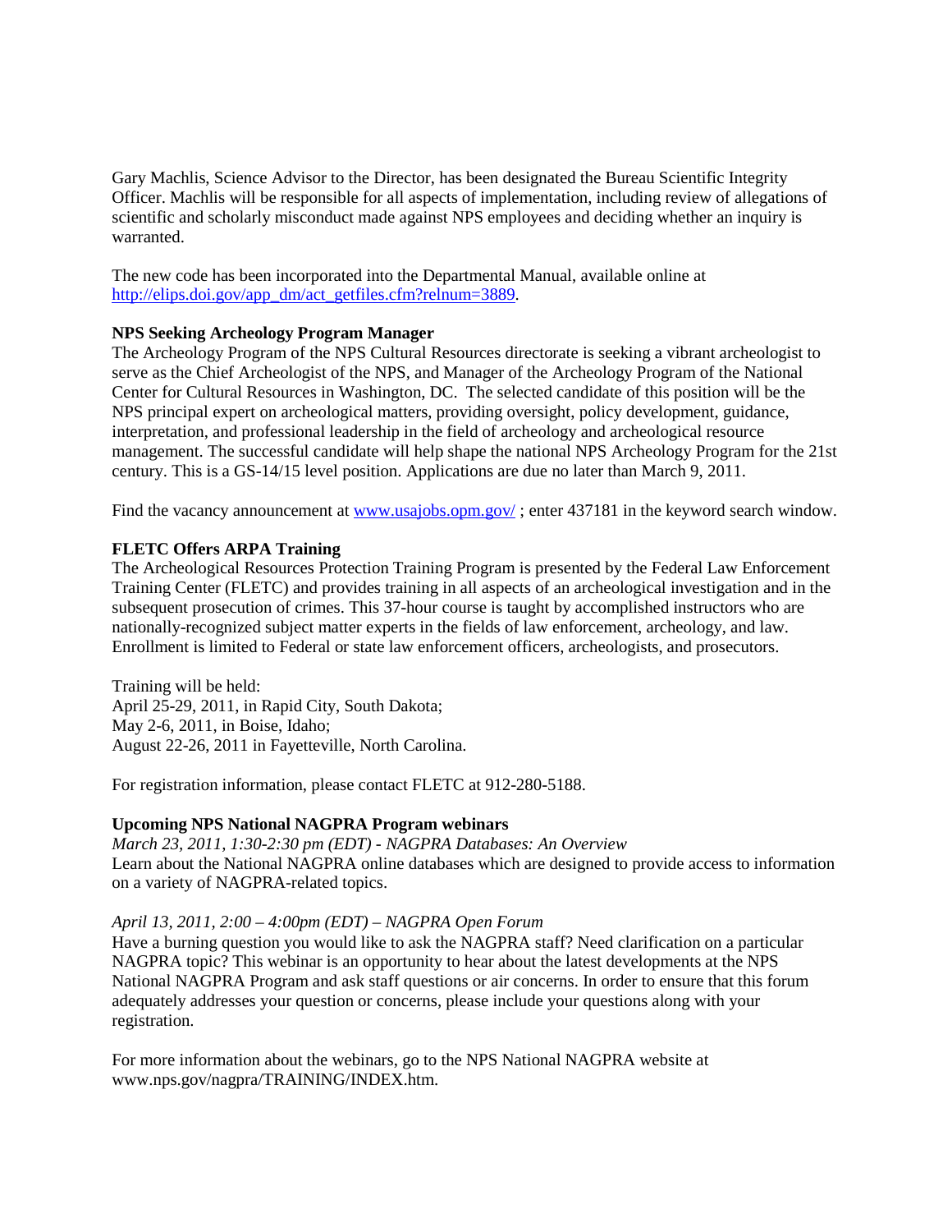Gary Machlis, Science Advisor to the Director, has been designated the Bureau Scientific Integrity Officer. Machlis will be responsible for all aspects of implementation, including review of allegations of scientific and scholarly misconduct made against NPS employees and deciding whether an inquiry is warranted.

The new code has been incorporated into the Departmental Manual, available online at [http://elips.doi.gov/app_dm/act_getfiles.cfm?relnum=3889](http://elips.doi.gov/app_dm/act_getfiles.cfm?relnum=3889).

**NPS Seeking Archeology Program Manager**

The Archeology Program of the NPS Cultural Resources directorate is seeking a vibrant archeologist to serve as the Chief Archeologist of the NPS, and Manager of the Archeology Program of the National Center for Cultural Resources in Washington, DC. The selected candidate of this position will be the NPS principal expert on archeological matters, providing oversight, policy development, guidance, interpretation, and professional leadership in the field of archeology and archeological resource management. The successful candidate will help shape the national NPS Archeology Program for the 21st century. This is a GS-14/15 level position. Applications are due no later than March 9, 2011.

Find the vacancy announcement at [www.usajobs.opm.gov/](www.usajobs.opm.gov/) ; enter 437181 in the keyword search window.

**FLETC Offers ARPA Training**

The Archeological Resources Protection Training Program is presented by the Federal Law Enforcement Training Center (FLETC) and provides training in all aspects of an archeological investigation and in the subsequent prosecution of crimes. This 37-hour course is taught by accomplished instructors who are nationally-recognized subject matter experts in the fields of law enforcement, archeology, and law. Enrollment is limited to Federal or state law enforcement officers, archeologists, and prosecutors.

Training will be held:
April 25-29, 2011, in Rapid City, South Dakota;
May 2-6, 2011, in Boise, Idaho;
August 22-26, 2011 in Fayetteville, North Carolina.

For registration information, please contact FLETC at 912-280-5188.

**Upcoming NPS National NAGPRA Program webinars**

*March 23, 2011, 1:30-2:30 pm (EDT) - NAGPRA Databases: An Overview*
Learn about the National NAGPRA online databases which are designed to provide access to information on a variety of NAGPRA-related topics.

*April 13, 2011, 2:00 – 4:00pm (EDT) – NAGPRA Open Forum*
Have a burning question you would like to ask the NAGPRA staff? Need clarification on a particular NAGPRA topic? This webinar is an opportunity to hear about the latest developments at the NPS National NAGPRA Program and ask staff questions or air concerns. In order to ensure that this forum adequately addresses your question or concerns, please include your questions along with your registration.

For more information about the webinars, go to the NPS National NAGPRA website at www.nps.gov/nagpra/TRAINING/INDEX.htm.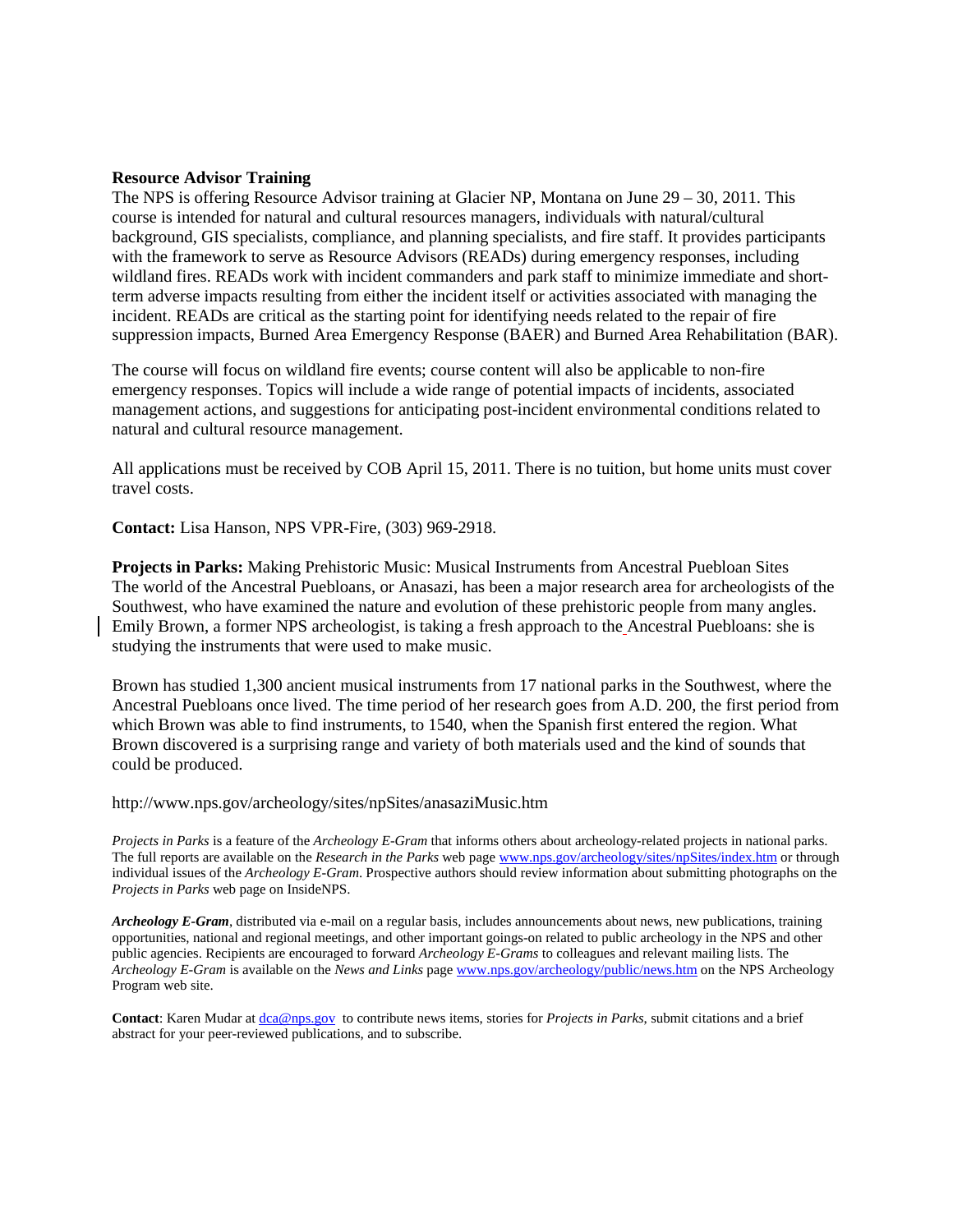**Resource Advisor Training**

The NPS is offering Resource Advisor training at Glacier NP, Montana on June 29 – 30, 2011. This course is intended for natural and cultural resources managers, individuals with natural/cultural background, GIS specialists, compliance, and planning specialists, and fire staff. It provides participants with the framework to serve as Resource Advisors (READs) during emergency responses, including wildland fires. READs work with incident commanders and park staff to minimize immediate and short-term adverse impacts resulting from either the incident itself or activities associated with managing the incident. READs are critical as the starting point for identifying needs related to the repair of fire suppression impacts, Burned Area Emergency Response (BAER) and Burned Area Rehabilitation (BAR).

The course will focus on wildland fire events; course content will also be applicable to non-fire emergency responses. Topics will include a wide range of potential impacts of incidents, associated management actions, and suggestions for anticipating post-incident environmental conditions related to natural and cultural resource management.

All applications must be received by COB April 15, 2011. There is no tuition, but home units must cover travel costs.

**Contact:** Lisa Hanson, NPS VPR-Fire, (303) 969-2918.

**Projects in Parks:** Making Prehistoric Music: Musical Instruments from Ancestral Puebloan Sites
The world of the Ancestral Puebloans, or Anasazi, has been a major research area for archeologists of the Southwest, who have examined the nature and evolution of these prehistoric people from many angles. Emily Brown, a former NPS archeologist, is taking a fresh approach to the Ancestral Puebloans: she is studying the instruments that were used to make music.

Brown has studied 1,300 ancient musical instruments from 17 national parks in the Southwest, where the Ancestral Puebloans once lived. The time period of her research goes from A.D. 200, the first period from which Brown was able to find instruments, to 1540, when the Spanish first entered the region. What Brown discovered is a surprising range and variety of both materials used and the kind of sounds that could be produced.

http://www.nps.gov/archeology/sites/npSites/anasaziMusic.htm

*Projects in Parks* is a feature of the *Archeology E-Gram* that informs others about archeology-related projects in national parks. The full reports are available on the *Research in the Parks* web page www.nps.gov/archeology/sites/npSites/index.htm or through individual issues of the *Archeology E-Gram*. Prospective authors should review information about submitting photographs on the *Projects in Parks* web page on InsideNPS.

***Archeology E-Gram***, distributed via e-mail on a regular basis, includes announcements about news, new publications, training opportunities, national and regional meetings, and other important goings-on related to public archeology in the NPS and other public agencies. Recipients are encouraged to forward *Archeology E-Grams* to colleagues and relevant mailing lists. The *Archeology E-Gram* is available on the *News and Links* page www.nps.gov/archeology/public/news.htm on the NPS Archeology Program web site.

**Contact**: Karen Mudar at dca@nps.gov to contribute news items, stories for *Projects in Parks*, submit citations and a brief abstract for your peer-reviewed publications, and to subscribe.